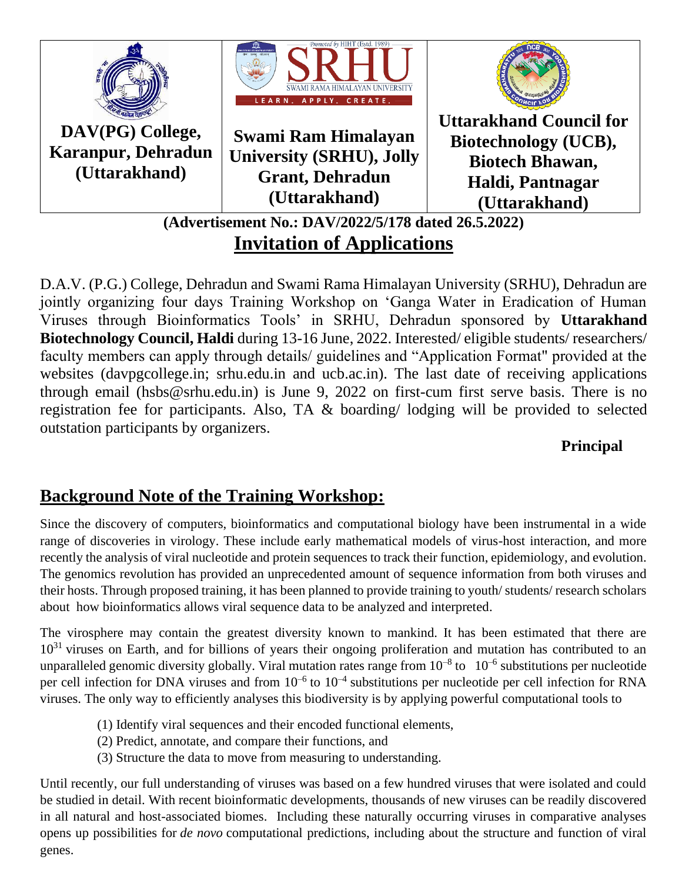| DAV(PG) College, Karanpur, Dehradun (Uttarakhand) | Swami Ram Himalayan University (SRHU), Jolly Grant, Dehradun (Uttarakhand) | Uttarakhand Council for Biotechnology (UCB), Biotech Bhawan, Haldi, Pantnagar (Uttarakhand) |
|---|---|---|

**(Advertisement No.: DAV/2022/5/178 dated 26.5.2022)**

# Invitation of Applications

D.A.V. (P.G.) College, Dehradun and Swami Rama Himalayan University (SRHU), Dehradun are jointly organizing four days Training Workshop on 'Ganga Water in Eradication of Human Viruses through Bioinformatics Tools' in SRHU, Dehradun sponsored by **Uttarakhand Biotechnology Council, Haldi** during 13-16 June, 2022. Interested/ eligible students/ researchers/ faculty members can apply through details/ guidelines and "Application Format" provided at the websites (davpgcollege.in; srhu.edu.in and ucb.ac.in). The last date of receiving applications through email (hsbs@srhu.edu.in) is June 9, 2022 on first-cum first serve basis. There is no registration fee for participants. Also, TA & boarding/ lodging will be provided to selected outstation participants by organizers.

**Principal**

## Background Note of the Training Workshop:

Since the discovery of computers, bioinformatics and computational biology have been instrumental in a wide range of discoveries in virology. These include early mathematical models of virus-host interaction, and more recently the analysis of viral nucleotide and protein sequences to track their function, epidemiology, and evolution. The genomics revolution has provided an unprecedented amount of sequence information from both viruses and their hosts. Through proposed training, it has been planned to provide training to youth/ students/ research scholars about how bioinformatics allows viral sequence data to be analyzed and interpreted.

The virosphere may contain the greatest diversity known to mankind. It has been estimated that there are $10^{31}$ viruses on Earth, and for billions of years their ongoing proliferation and mutation has contributed to an unparalleled genomic diversity globally. Viral mutation rates range from $10^{-8}$ to $10^{-6}$ substitutions per nucleotide per cell infection for DNA viruses and from $10^{-6}$ to $10^{-4}$ substitutions per nucleotide per cell infection for RNA viruses. The only way to efficiently analyses this biodiversity is by applying powerful computational tools to

(1) Identify viral sequences and their encoded functional elements,
(2) Predict, annotate, and compare their functions, and
(3) Structure the data to move from measuring to understanding.

Until recently, our full understanding of viruses was based on a few hundred viruses that were isolated and could be studied in detail. With recent bioinformatic developments, thousands of new viruses can be readily discovered in all natural and host-associated biomes. Including these naturally occurring viruses in comparative analyses opens up possibilities for *de novo* computational predictions, including about the structure and function of viral genes.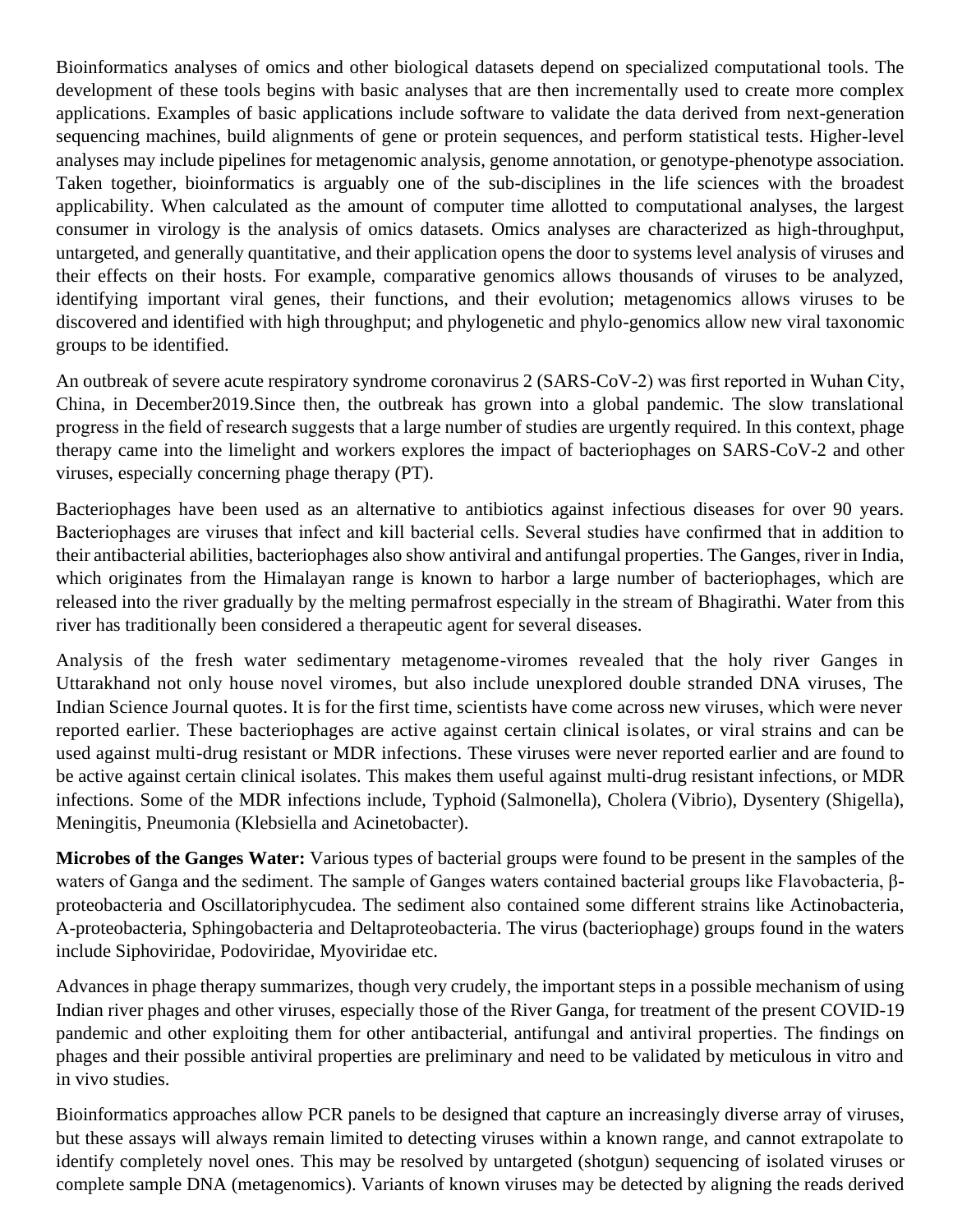Bioinformatics analyses of omics and other biological datasets depend on specialized computational tools. The development of these tools begins with basic analyses that are then incrementally used to create more complex applications. Examples of basic applications include software to validate the data derived from next-generation sequencing machines, build alignments of gene or protein sequences, and perform statistical tests. Higher-level analyses may include pipelines for metagenomic analysis, genome annotation, or genotype-phenotype association. Taken together, bioinformatics is arguably one of the sub-disciplines in the life sciences with the broadest applicability. When calculated as the amount of computer time allotted to computational analyses, the largest consumer in virology is the analysis of omics datasets. Omics analyses are characterized as high-throughput, untargeted, and generally quantitative, and their application opens the door to systems level analysis of viruses and their effects on their hosts. For example, comparative genomics allows thousands of viruses to be analyzed, identifying important viral genes, their functions, and their evolution; metagenomics allows viruses to be discovered and identified with high throughput; and phylogenetic and phylo-genomics allow new viral taxonomic groups to be identified.

An outbreak of severe acute respiratory syndrome coronavirus 2 (SARS-CoV-2) was first reported in Wuhan City, China, in December2019.Since then, the outbreak has grown into a global pandemic. The slow translational progress in the field of research suggests that a large number of studies are urgently required. In this context, phage therapy came into the limelight and workers explores the impact of bacteriophages on SARS-CoV-2 and other viruses, especially concerning phage therapy (PT).

Bacteriophages have been used as an alternative to antibiotics against infectious diseases for over 90 years. Bacteriophages are viruses that infect and kill bacterial cells. Several studies have confirmed that in addition to their antibacterial abilities, bacteriophages also show antiviral and antifungal properties. The Ganges, river in India, which originates from the Himalayan range is known to harbor a large number of bacteriophages, which are released into the river gradually by the melting permafrost especially in the stream of Bhagirathi. Water from this river has traditionally been considered a therapeutic agent for several diseases.

Analysis of the fresh water sedimentary metagenome-viromes revealed that the holy river Ganges in Uttarakhand not only house novel viromes, but also include unexplored double stranded DNA viruses, The Indian Science Journal quotes. It is for the first time, scientists have come across new viruses, which were never reported earlier. These bacteriophages are active against certain clinical isolates, or viral strains and can be used against multi-drug resistant or MDR infections. These viruses were never reported earlier and are found to be active against certain clinical isolates. This makes them useful against multi-drug resistant infections, or MDR infections. Some of the MDR infections include, Typhoid (Salmonella), Cholera (Vibrio), Dysentery (Shigella), Meningitis, Pneumonia (Klebsiella and Acinetobacter).

**Microbes of the Ganges Water:** Various types of bacterial groups were found to be present in the samples of the waters of Ganga and the sediment. The sample of Ganges waters contained bacterial groups like Flavobacteria, β-proteobacteria and Oscillatoriphycudea. The sediment also contained some different strains like Actinobacteria, A-proteobacteria, Sphingobacteria and Deltaproteobacteria. The virus (bacteriophage) groups found in the waters include Siphoviridae, Podoviridae, Myoviridae etc.

Advances in phage therapy summarizes, though very crudely, the important steps in a possible mechanism of using Indian river phages and other viruses, especially those of the River Ganga, for treatment of the present COVID-19 pandemic and other exploiting them for other antibacterial, antifungal and antiviral properties. The findings on phages and their possible antiviral properties are preliminary and need to be validated by meticulous in vitro and in vivo studies.

Bioinformatics approaches allow PCR panels to be designed that capture an increasingly diverse array of viruses, but these assays will always remain limited to detecting viruses within a known range, and cannot extrapolate to identify completely novel ones. This may be resolved by untargeted (shotgun) sequencing of isolated viruses or complete sample DNA (metagenomics). Variants of known viruses may be detected by aligning the reads derived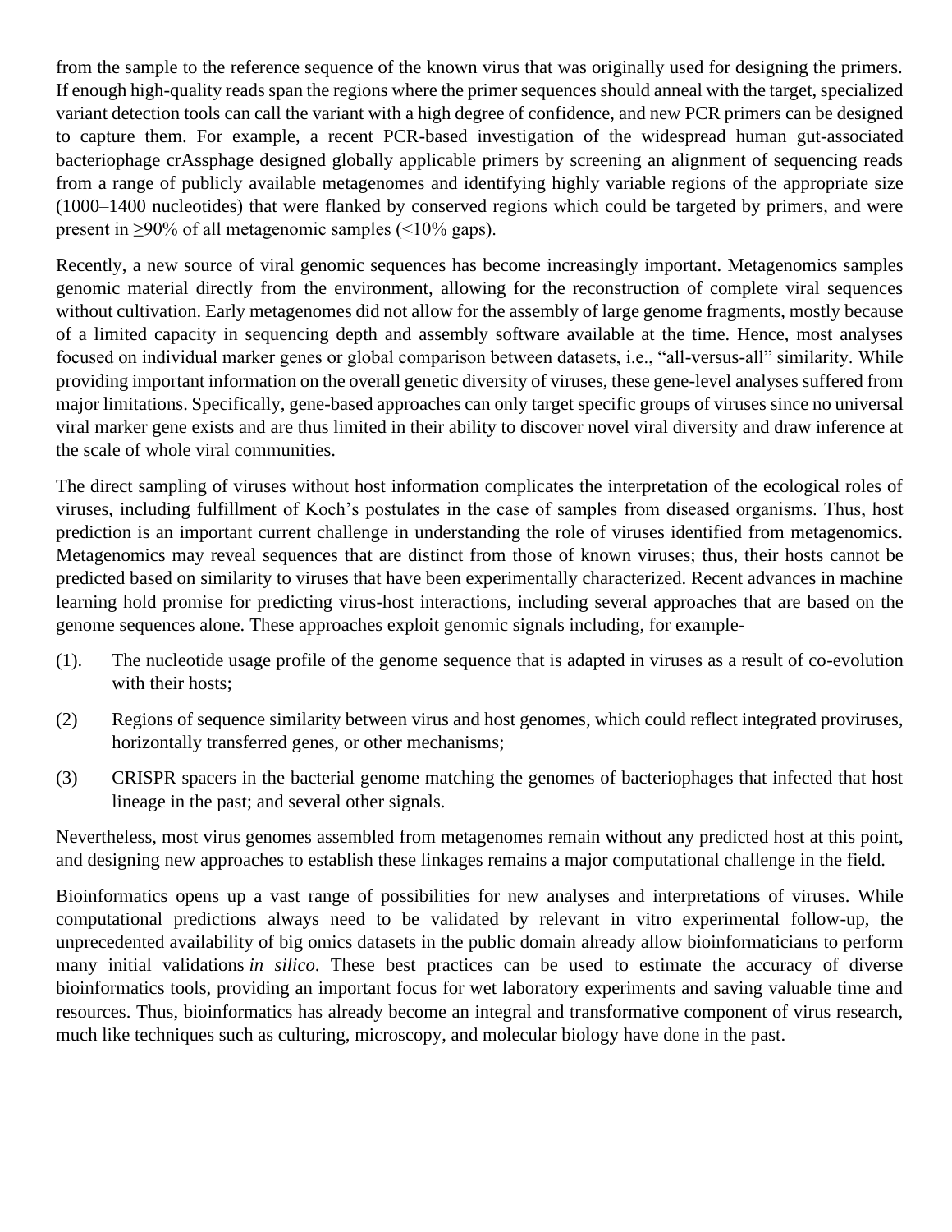from the sample to the reference sequence of the known virus that was originally used for designing the primers. If enough high-quality reads span the regions where the primer sequences should anneal with the target, specialized variant detection tools can call the variant with a high degree of confidence, and new PCR primers can be designed to capture them. For example, a recent PCR-based investigation of the widespread human gut-associated bacteriophage crAssphage designed globally applicable primers by screening an alignment of sequencing reads from a range of publicly available metagenomes and identifying highly variable regions of the appropriate size (1000–1400 nucleotides) that were flanked by conserved regions which could be targeted by primers, and were present in ≥90% of all metagenomic samples (<10% gaps).

Recently, a new source of viral genomic sequences has become increasingly important. Metagenomics samples genomic material directly from the environment, allowing for the reconstruction of complete viral sequences without cultivation. Early metagenomes did not allow for the assembly of large genome fragments, mostly because of a limited capacity in sequencing depth and assembly software available at the time. Hence, most analyses focused on individual marker genes or global comparison between datasets, i.e., "all-versus-all" similarity. While providing important information on the overall genetic diversity of viruses, these gene-level analyses suffered from major limitations. Specifically, gene-based approaches can only target specific groups of viruses since no universal viral marker gene exists and are thus limited in their ability to discover novel viral diversity and draw inference at the scale of whole viral communities.

The direct sampling of viruses without host information complicates the interpretation of the ecological roles of viruses, including fulfillment of Koch's postulates in the case of samples from diseased organisms. Thus, host prediction is an important current challenge in understanding the role of viruses identified from metagenomics. Metagenomics may reveal sequences that are distinct from those of known viruses; thus, their hosts cannot be predicted based on similarity to viruses that have been experimentally characterized. Recent advances in machine learning hold promise for predicting virus-host interactions, including several approaches that are based on the genome sequences alone. These approaches exploit genomic signals including, for example-

(1). The nucleotide usage profile of the genome sequence that is adapted in viruses as a result of co-evolution with their hosts;

(2) Regions of sequence similarity between virus and host genomes, which could reflect integrated proviruses, horizontally transferred genes, or other mechanisms;

(3) CRISPR spacers in the bacterial genome matching the genomes of bacteriophages that infected that host lineage in the past; and several other signals.

Nevertheless, most virus genomes assembled from metagenomes remain without any predicted host at this point, and designing new approaches to establish these linkages remains a major computational challenge in the field.

Bioinformatics opens up a vast range of possibilities for new analyses and interpretations of viruses. While computational predictions always need to be validated by relevant in vitro experimental follow-up, the unprecedented availability of big omics datasets in the public domain already allow bioinformaticians to perform many initial validations *in silico*. These best practices can be used to estimate the accuracy of diverse bioinformatics tools, providing an important focus for wet laboratory experiments and saving valuable time and resources. Thus, bioinformatics has already become an integral and transformative component of virus research, much like techniques such as culturing, microscopy, and molecular biology have done in the past.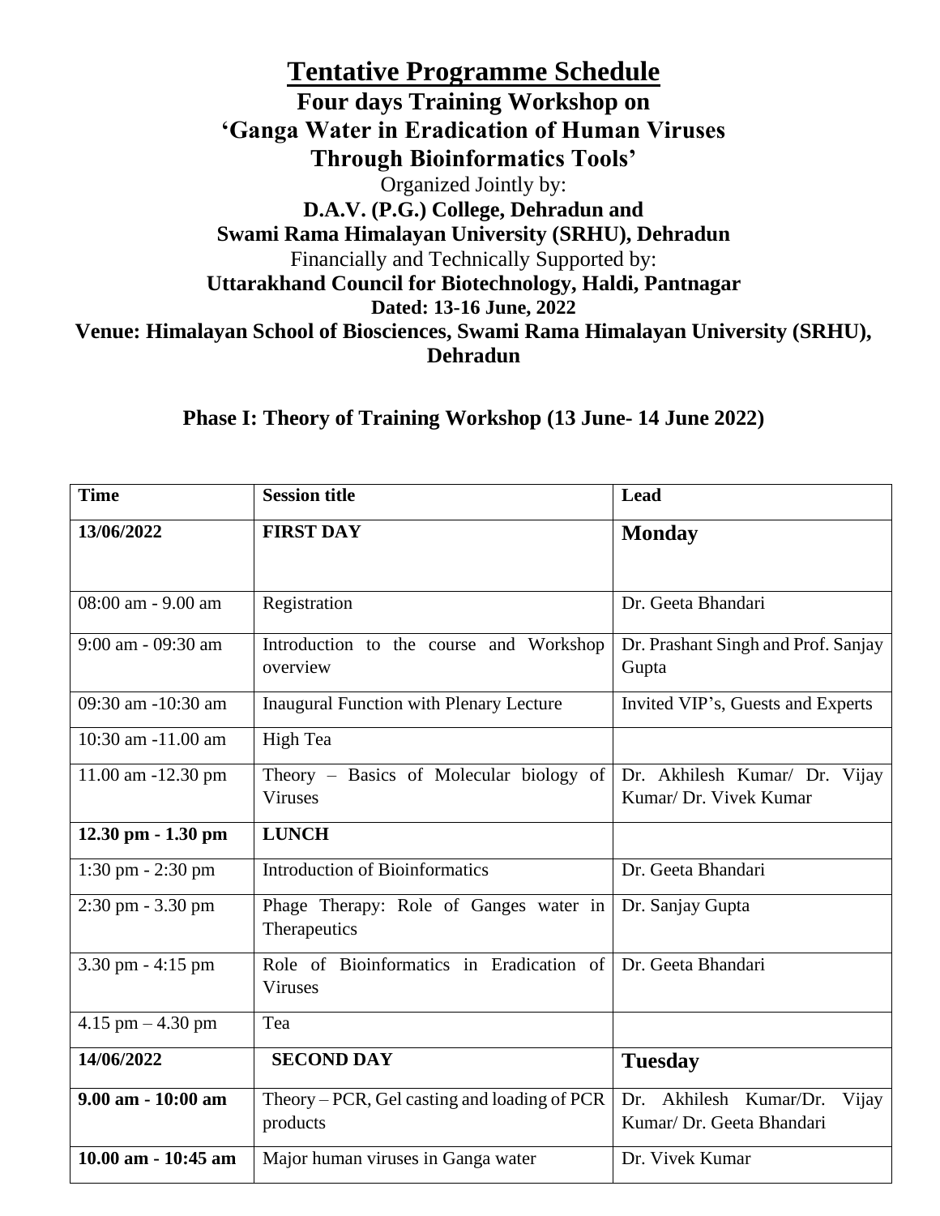# Tentative Programme Schedule

## Four days Training Workshop on 'Ganga Water in Eradication of Human Viruses Through Bioinformatics Tools'

Organized Jointly by:

**D.A.V. (P.G.) College, Dehradun and**
**Swami Rama Himalayan University (SRHU), Dehradun**

Financially and Technically Supported by:

**Uttarakhand Council for Biotechnology, Haldi, Pantnagar**

**Dated: 13-16 June, 2022**

**Venue: Himalayan School of Biosciences, Swami Rama Himalayan University (SRHU), Dehradun**

### Phase I: Theory of Training Workshop (13 June- 14 June 2022)

| Time | Session title | Lead |
| --- | --- | --- |
| **13/06/2022** | **FIRST DAY** | **Monday** |
| 08:00 am - 9.00 am | Registration | Dr. Geeta Bhandari |
| 9:00 am - 09:30 am | Introduction to the course and Workshop overview | Dr. Prashant Singh and Prof. Sanjay Gupta |
| 09:30 am -10:30 am | Inaugural Function with Plenary Lecture | Invited VIP's, Guests and Experts |
| 10:30 am -11.00 am | High Tea | |
| 11.00 am -12.30 pm | Theory – Basics of Molecular biology of Viruses | Dr. Akhilesh Kumar/ Dr. Vijay Kumar/ Dr. Vivek Kumar |
| **12.30 pm - 1.30 pm** | **LUNCH** | |
| 1:30 pm - 2:30 pm | Introduction of Bioinformatics | Dr. Geeta Bhandari |
| 2:30 pm - 3.30 pm | Phage Therapy: Role of Ganges water in Therapeutics | Dr. Sanjay Gupta |
| 3.30 pm - 4:15 pm | Role of Bioinformatics in Eradication of Viruses | Dr. Geeta Bhandari |
| 4.15 pm – 4.30 pm | Tea | |
| **14/06/2022** | **SECOND DAY** | **Tuesday** |
| **9.00 am - 10:00 am** | Theory – PCR, Gel casting and loading of PCR products | Dr. Akhilesh Kumar/Dr. Vijay Kumar/ Dr. Geeta Bhandari |
| **10.00 am - 10:45 am** | Major human viruses in Ganga water | Dr. Vivek Kumar |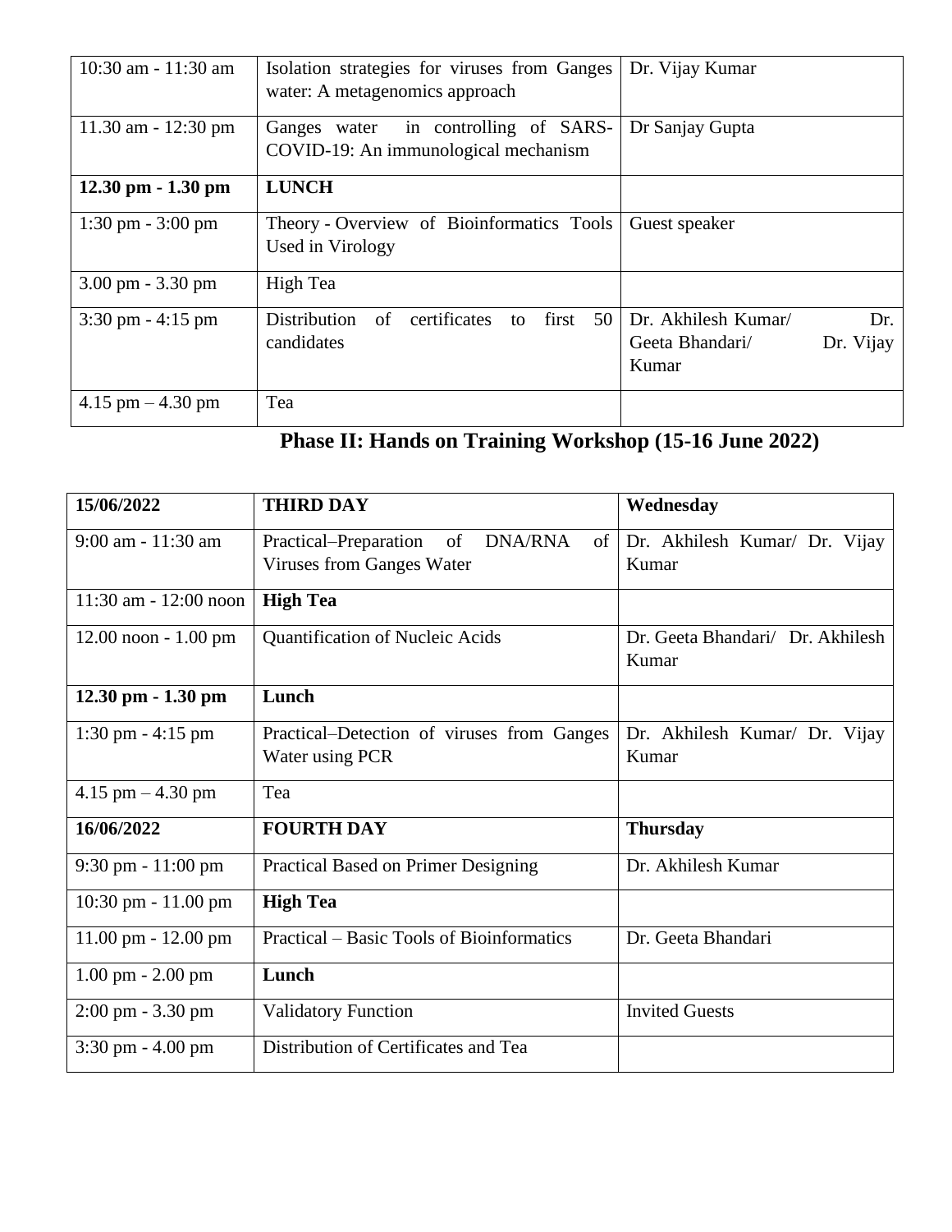| 10:30 am - 11:30 am | Isolation strategies for viruses from Ganges water: A metagenomics approach | Dr. Vijay Kumar |
|---|---|---|
| 11.30 am - 12:30 pm | Ganges water in controlling of SARS-COVID-19: An immunological mechanism | Dr Sanjay Gupta |
| **12.30 pm - 1.30 pm** | **LUNCH** | |
| 1:30 pm - 3:00 pm | Theory - Overview of Bioinformatics Tools Used in Virology | Guest speaker |
| 3.00 pm - 3.30 pm | High Tea | |
| 3:30 pm - 4:15 pm | Distribution of certificates to first 50 candidates | Dr. Akhilesh Kumar/ Dr. Geeta Bhandari/ Dr. Vijay Kumar |
| 4.15 pm – 4.30 pm | Tea | |

## Phase II: Hands on Training Workshop (15-16 June 2022)

| **15/06/2022** | **THIRD DAY** | **Wednesday** |
|---|---|---|
| 9:00 am - 11:30 am | Practical–Preparation of DNA/RNA of Viruses from Ganges Water | Dr. Akhilesh Kumar/ Dr. Vijay Kumar |
| 11:30 am - 12:00 noon | **High Tea** | |
| 12.00 noon - 1.00 pm | Quantification of Nucleic Acids | Dr. Geeta Bhandari/ Dr. Akhilesh Kumar |
| **12.30 pm - 1.30 pm** | **Lunch** | |
| 1:30 pm - 4:15 pm | Practical–Detection of viruses from Ganges Water using PCR | Dr. Akhilesh Kumar/ Dr. Vijay Kumar |
| 4.15 pm – 4.30 pm | Tea | |
| **16/06/2022** | **FOURTH DAY** | **Thursday** |
| 9:30 pm - 11:00 pm | Practical Based on Primer Designing | Dr. Akhilesh Kumar |
| 10:30 pm - 11.00 pm | **High Tea** | |
| 11.00 pm - 12.00 pm | Practical – Basic Tools of Bioinformatics | Dr. Geeta Bhandari |
| 1.00 pm - 2.00 pm | **Lunch** | |
| 2:00 pm - 3.30 pm | Validatory Function | Invited Guests |
| 3:30 pm - 4.00 pm | Distribution of Certificates and Tea | |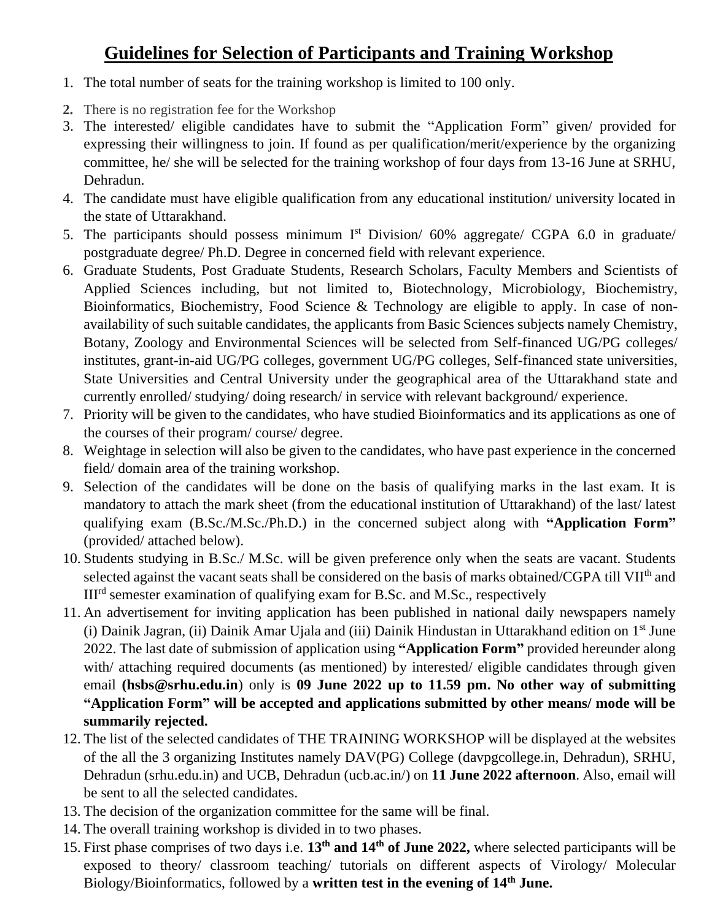# Guidelines for Selection of Participants and Training Workshop

1. The total number of seats for the training workshop is limited to 100 only.
2. There is no registration fee for the Workshop
3. The interested/ eligible candidates have to submit the "Application Form" given/ provided for expressing their willingness to join. If found as per qualification/merit/experience by the organizing committee, he/ she will be selected for the training workshop of four days from 13-16 June at SRHU, Dehradun.
4. The candidate must have eligible qualification from any educational institution/ university located in the state of Uttarakhand.
5. The participants should possess minimum I[st] Division/ 60% aggregate/ CGPA 6.0 in graduate/ postgraduate degree/ Ph.D. Degree in concerned field with relevant experience.
6. Graduate Students, Post Graduate Students, Research Scholars, Faculty Members and Scientists of Applied Sciences including, but not limited to, Biotechnology, Microbiology, Biochemistry, Bioinformatics, Biochemistry, Food Science & Technology are eligible to apply. In case of non-availability of such suitable candidates, the applicants from Basic Sciences subjects namely Chemistry, Botany, Zoology and Environmental Sciences will be selected from Self-financed UG/PG colleges/ institutes, grant-in-aid UG/PG colleges, government UG/PG colleges, Self-financed state universities, State Universities and Central University under the geographical area of the Uttarakhand state and currently enrolled/ studying/ doing research/ in service with relevant background/ experience.
7. Priority will be given to the candidates, who have studied Bioinformatics and its applications as one of the courses of their program/ course/ degree.
8. Weightage in selection will also be given to the candidates, who have past experience in the concerned field/ domain area of the training workshop.
9. Selection of the candidates will be done on the basis of qualifying marks in the last exam. It is mandatory to attach the mark sheet (from the educational institution of Uttarakhand) of the last/ latest qualifying exam (B.Sc./M.Sc./Ph.D.) in the concerned subject along with **"Application Form"** (provided/ attached below).
10. Students studying in B.Sc./ M.Sc. will be given preference only when the seats are vacant. Students selected against the vacant seats shall be considered on the basis of marks obtained/CGPA till VII[th] and III[rd] semester examination of qualifying exam for B.Sc. and M.Sc., respectively
11. An advertisement for inviting application has been published in national daily newspapers namely (i) Dainik Jagran, (ii) Dainik Amar Ujala and (iii) Dainik Hindustan in Uttarakhand edition on 1[st] June 2022. The last date of submission of application using **"Application Form"** provided hereunder along with/ attaching required documents (as mentioned) by interested/ eligible candidates through given email **(hsbs@srhu.edu.in)** only is **09 June 2022 up to 11.59 pm. No other way of submitting "Application Form" will be accepted and applications submitted by other means/ mode will be summarily rejected.**
12. The list of the selected candidates of THE TRAINING WORKSHOP will be displayed at the websites of the all the 3 organizing Institutes namely DAV(PG) College (davpgcollege.in, Dehradun), SRHU, Dehradun (srhu.edu.in) and UCB, Dehradun (ucb.ac.in/) on **11 June 2022 afternoon**. Also, email will be sent to all the selected candidates.
13. The decision of the organization committee for the same will be final.
14. The overall training workshop is divided in to two phases.
15. First phase comprises of two days i.e. **13[th] and 14[th] of June 2022,** where selected participants will be exposed to theory/ classroom teaching/ tutorials on different aspects of Virology/ Molecular Biology/Bioinformatics, followed by a **written test in the evening of 14[th] June.**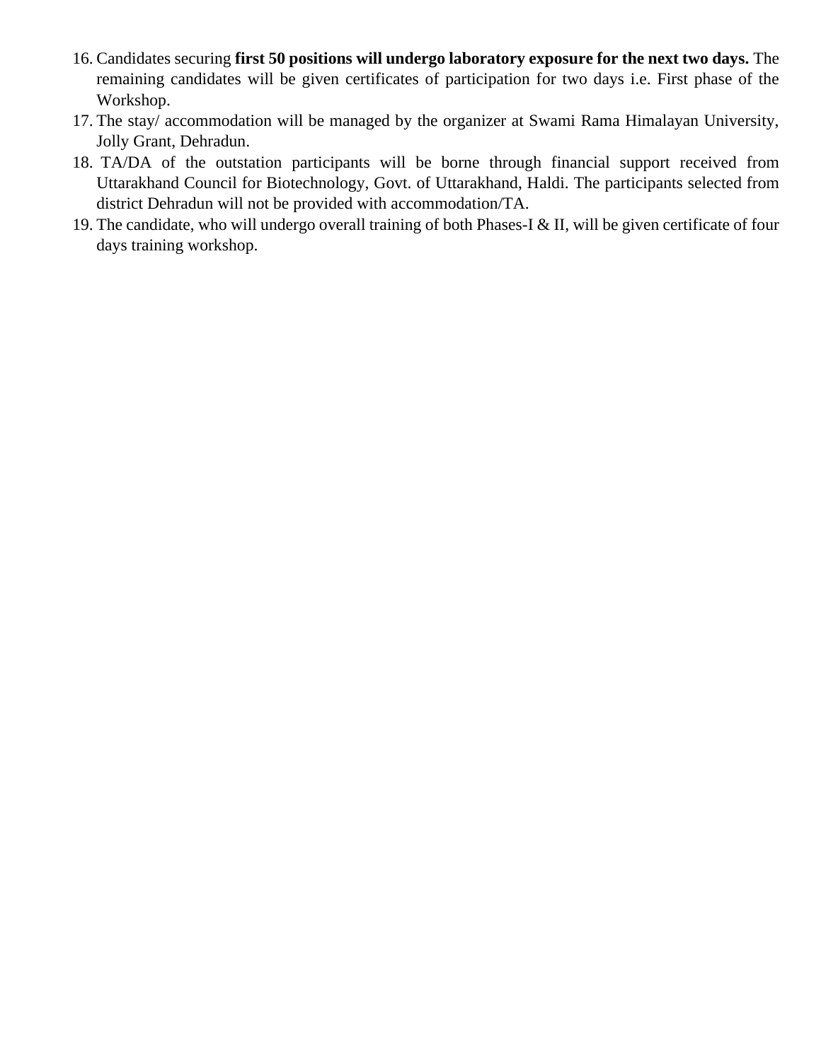16. Candidates securing **first 50 positions will undergo laboratory exposure for the next two days.** The remaining candidates will be given certificates of participation for two days i.e. First phase of the Workshop.
17. The stay/ accommodation will be managed by the organizer at Swami Rama Himalayan University, Jolly Grant, Dehradun.
18. TA/DA of the outstation participants will be borne through financial support received from Uttarakhand Council for Biotechnology, Govt. of Uttarakhand, Haldi. The participants selected from district Dehradun will not be provided with accommodation/TA.
19. The candidate, who will undergo overall training of both Phases-I & II, will be given certificate of four days training workshop.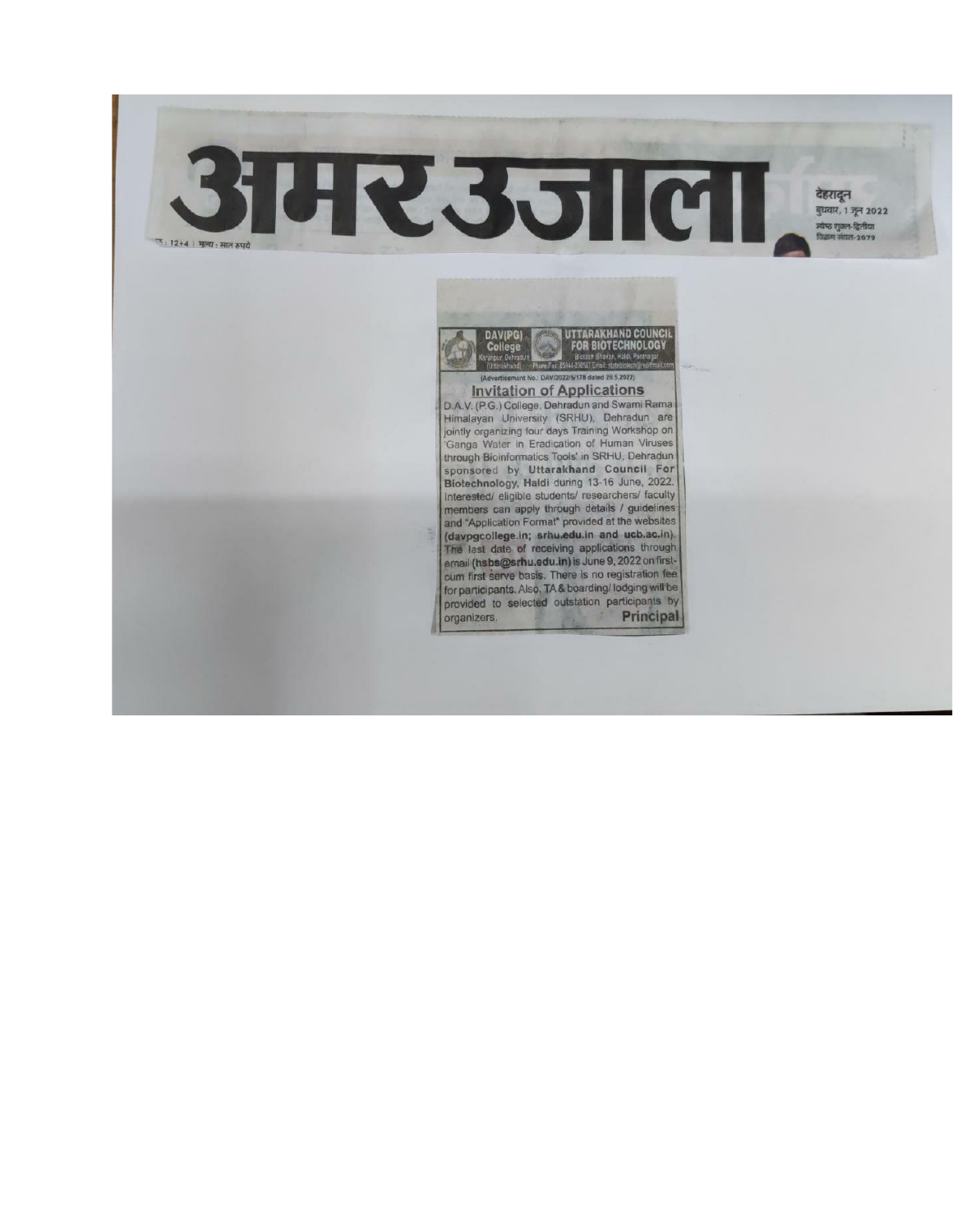# अमर उजाला

देहरादून
बुधवार, 1 जून 2022
ज्येष्ठ शुक्ल-द्वितीया
विक्रम संवत-2079

: 12+4 | मूल्य : सात रुपये

**DAV(PG) College**
Karanpur, Dehradun
(Uttarakhand)

**UTTARAKHAND COUNCIL FOR BIOTECHNOLOGY**
Biotech Bhawan, Haldi, Pantnagar
Phone/Fax: 05944-234567 Email: ...

(Advertisement No.: DAV/2022/5/178 dated 28.5.2022)

## Invitation of Applications

D.A.V. (P.G.) College, Dehradun and Swami Rama Himalayan University (SRHU), Dehradun are jointly organizing four days Training Workshop on 'Ganga Water in Eradication of Human Viruses through Bioinformatics Tools' in SRHU, Dehradun sponsored by **Uttarakhand Council For Biotechnology, Haldi** during 13-16 June, 2022. Interested/ eligible students/ researchers/ faculty members can apply through details / guidelines and "Application Format" provided at the websites **(davpgcollege.in; srhu.edu.in and ucb.ac.in)**. The last date of receiving applications through email **(hsbs@srhu.edu.in)** is June 9, 2022 on first-cum first serve basis. There is no registration fee for participants. Also, TA & boarding/ lodging will be provided to selected outstation participants by organizers.

**Principal**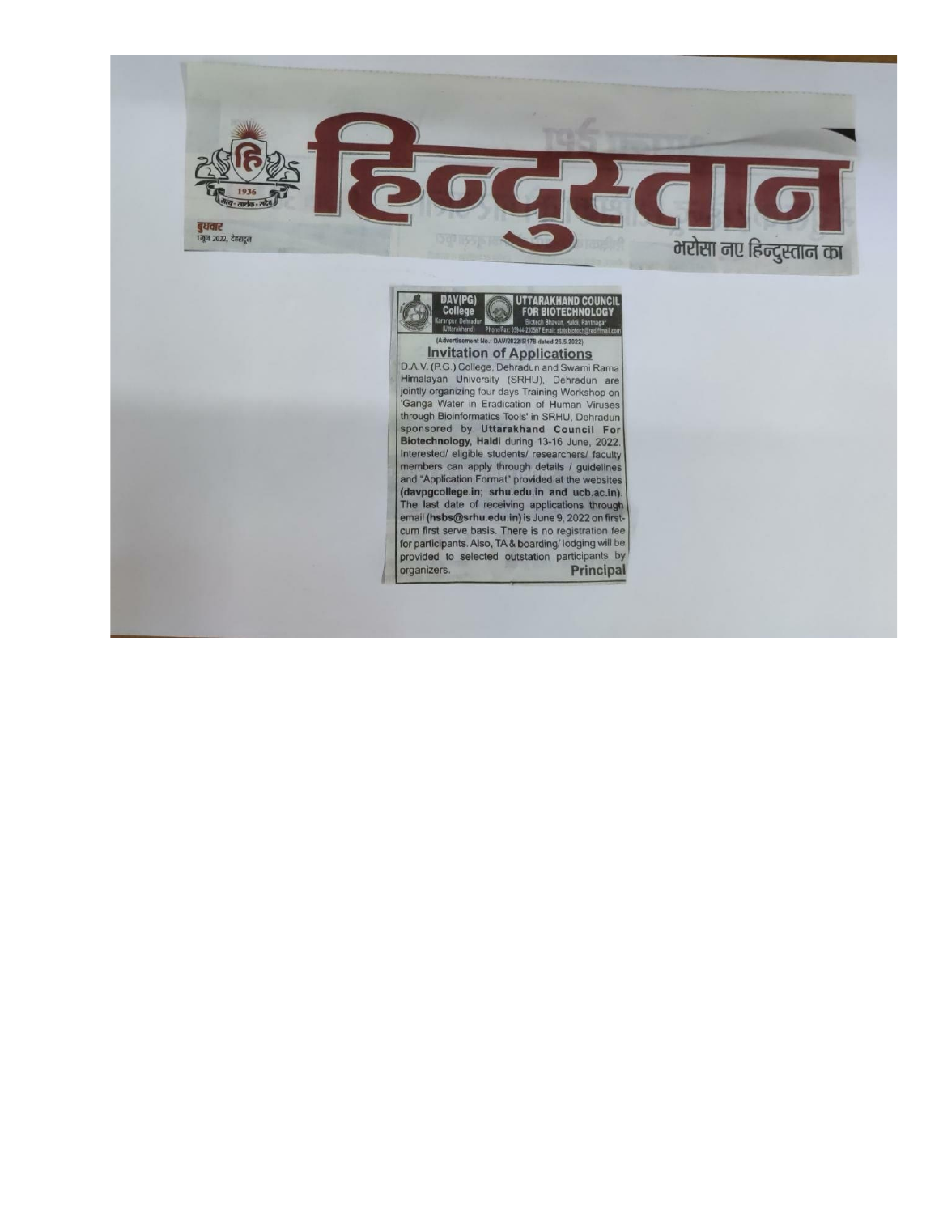# हिन्दुस्तान

बुधवार
1 जून 2022, देहरादून

भरोसा नए हिन्दुस्तान का

**DAV(PG) College**
Karanpur, Dehradun (Uttarakhand)

**UTTARAKHAND COUNCIL FOR BIOTECHNOLOGY**
Biotech Bhavan, Haldi, Pantnagar
Phone/Fax: 05944-230567 Email: statebiotech@rediffmail.com

(Advertisement No.: DAV/2022/S/178 dated 26.5.2022)

## Invitation of Applications

D.A.V. (P.G.) College, Dehradun and Swami Rama Himalayan University (SRHU), Dehradun are jointly organizing four days Training Workshop on 'Ganga Water in Eradication of Human Viruses through Bioinformatics Tools' in SRHU, Dehradun sponsored by **Uttarakhand Council For Biotechnology, Haldi** during 13-16 June, 2022. Interested/ eligible students/ researchers/ faculty members can apply through details / guidelines and "Application Format" provided at the websites **(davpgcollege.in; srhu.edu.in and ucb.ac.in)**. The last date of receiving applications through email **(hsbs@srhu.edu.in)** is June 9, 2022 on first-cum first serve basis. There is no registration fee for participants. Also, TA & boarding/ lodging will be provided to selected outstation participants by organizers.

**Principal**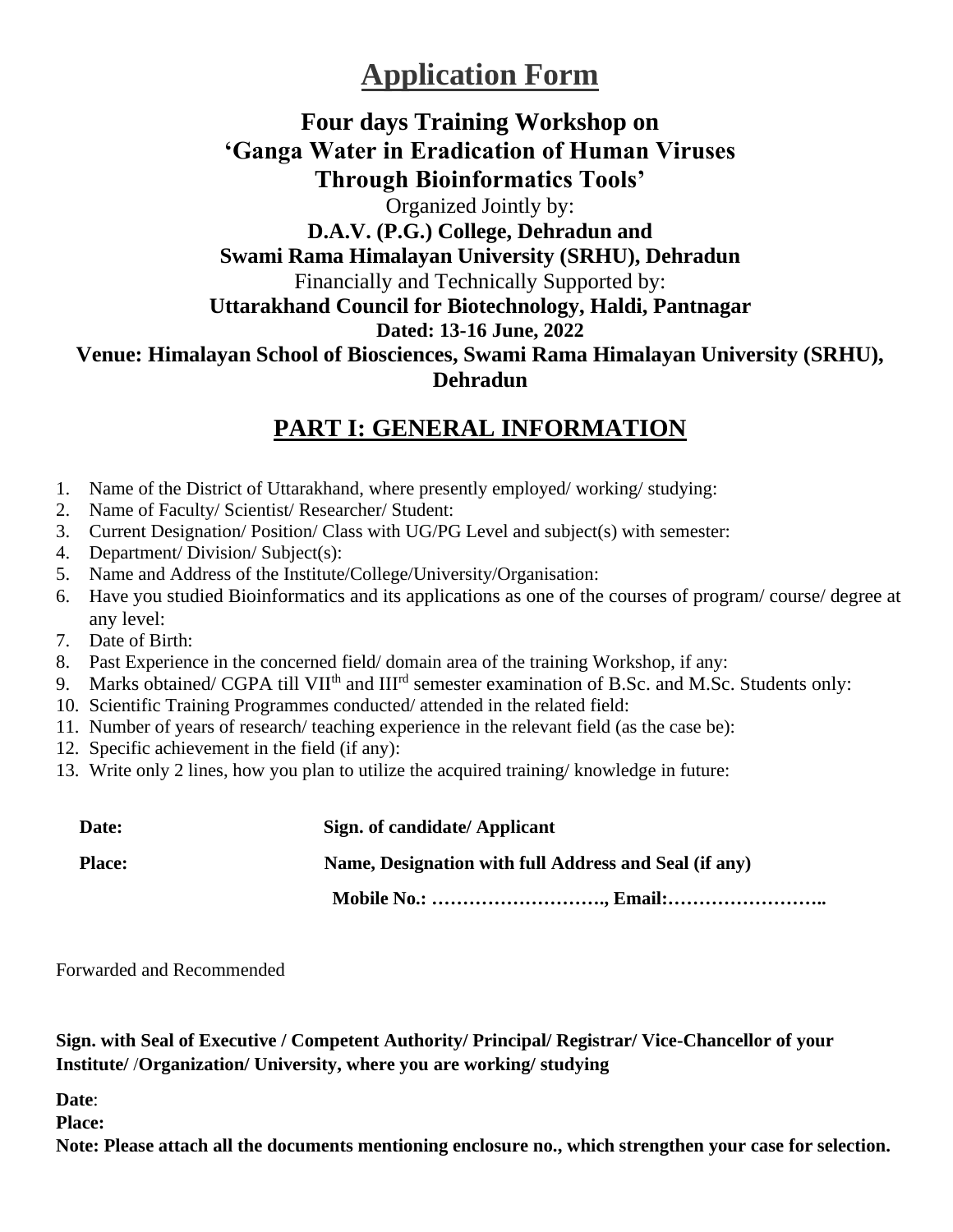# Application Form

**Four days Training Workshop on**
**'Ganga Water in Eradication of Human Viruses Through Bioinformatics Tools'**

Organized Jointly by:

**D.A.V. (P.G.) College, Dehradun and**
**Swami Rama Himalayan University (SRHU), Dehradun**

Financially and Technically Supported by:

**Uttarakhand Council for Biotechnology, Haldi, Pantnagar**

**Dated: 13-16 June, 2022**

**Venue: Himalayan School of Biosciences, Swami Rama Himalayan University (SRHU), Dehradun**

## PART I: GENERAL INFORMATION

1. Name of the District of Uttarakhand, where presently employed/ working/ studying:
2. Name of Faculty/ Scientist/ Researcher/ Student:
3. Current Designation/ Position/ Class with UG/PG Level and subject(s) with semester:
4. Department/ Division/ Subject(s):
5. Name and Address of the Institute/College/University/Organisation:
6. Have you studied Bioinformatics and its applications as one of the courses of program/ course/ degree at any level:
7. Date of Birth:
8. Past Experience in the concerned field/ domain area of the training Workshop, if any:
9. Marks obtained/ CGPA till VII$^{th}$ and III$^{rd}$ semester examination of B.Sc. and M.Sc. Students only:
10. Scientific Training Programmes conducted/ attended in the related field:
11. Number of years of research/ teaching experience in the relevant field (as the case be):
12. Specific achievement in the field (if any):
13. Write only 2 lines, how you plan to utilize the acquired training/ knowledge in future:

**Date:** **Sign. of candidate/ Applicant**

**Place:** **Name, Designation with full Address and Seal (if any)**

**Mobile No.: ………………………., Email:……………………..**

Forwarded and Recommended

**Sign. with Seal of Executive / Competent Authority/ Principal/ Registrar/ Vice-Chancellor of your Institute/ /Organization/ University, where you are working/ studying**

**Date**:

**Place:**

**Note: Please attach all the documents mentioning enclosure no., which strengthen your case for selection.**